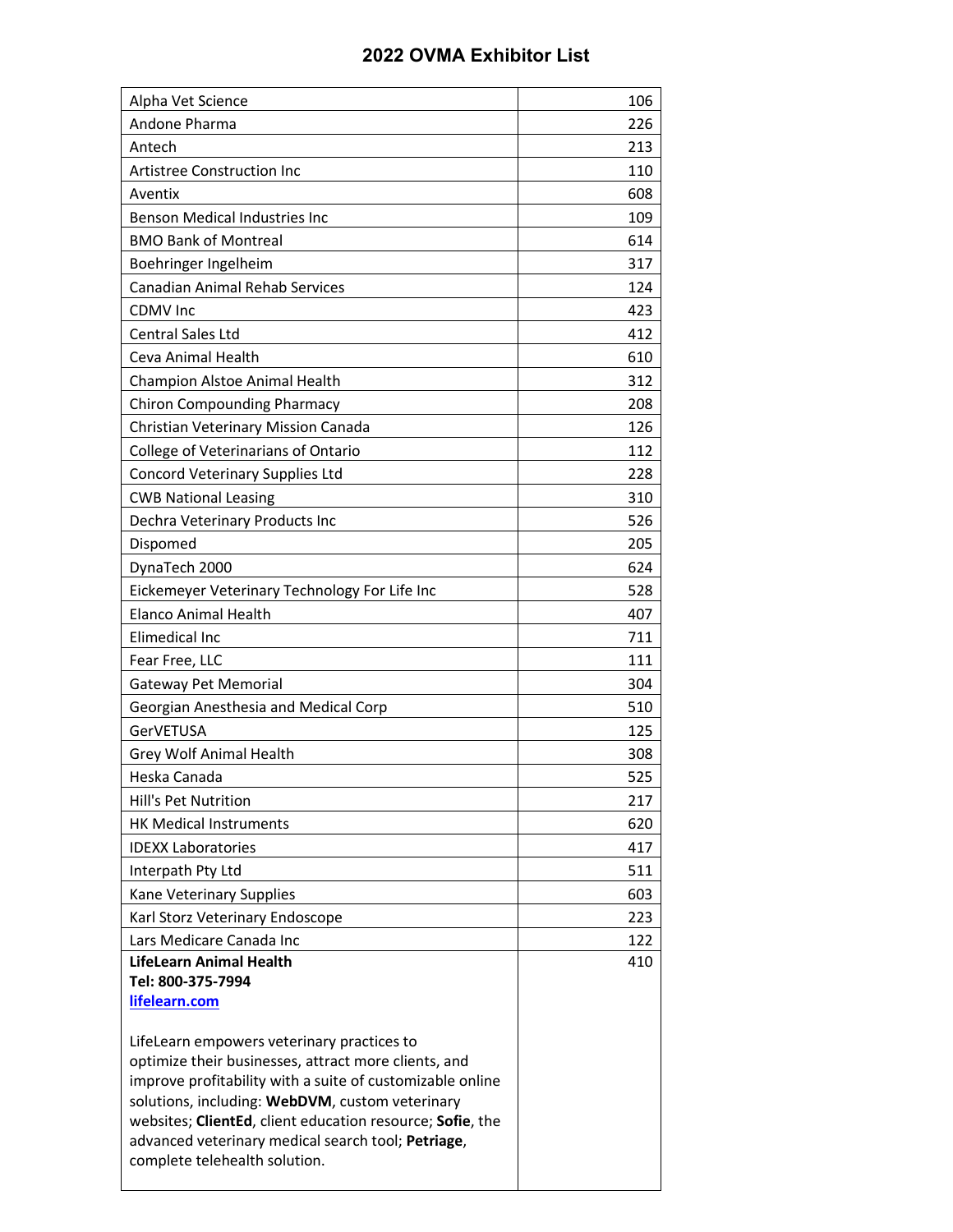# 2022 OVMA Exhibitor List

| Exhibitor | Booth |
|---|---|
| Alpha Vet Science | 106 |
| Andone Pharma | 226 |
| Antech | 213 |
| Artistree Construction Inc | 110 |
| Aventix | 608 |
| Benson Medical Industries Inc | 109 |
| BMO Bank of Montreal | 614 |
| Boehringer Ingelheim | 317 |
| Canadian Animal Rehab Services | 124 |
| CDMV Inc | 423 |
| Central Sales Ltd | 412 |
| Ceva Animal Health | 610 |
| Champion Alstoe Animal Health | 312 |
| Chiron Compounding Pharmacy | 208 |
| Christian Veterinary Mission Canada | 126 |
| College of Veterinarians of Ontario | 112 |
| Concord Veterinary Supplies Ltd | 228 |
| CWB National Leasing | 310 |
| Dechra Veterinary Products Inc | 526 |
| Dispomed | 205 |
| DynaTech 2000 | 624 |
| Eickemeyer Veterinary Technology For Life Inc | 528 |
| Elanco Animal Health | 407 |
| Elimedical Inc | 711 |
| Fear Free, LLC | 111 |
| Gateway Pet Memorial | 304 |
| Georgian Anesthesia and Medical Corp | 510 |
| GerVETUSA | 125 |
| Grey Wolf Animal Health | 308 |
| Heska Canada | 525 |
| Hill's Pet Nutrition | 217 |
| HK Medical Instruments | 620 |
| IDEXX Laboratories | 417 |
| Interpath Pty Ltd | 511 |
| Kane Veterinary Supplies | 603 |
| Karl Storz Veterinary Endoscope | 223 |
| Lars Medicare Canada Inc | 122 |
| **LifeLearn Animal Health**<br>**Tel: 800-375-7994**<br>**lifelearn.com**<br><br>LifeLearn empowers veterinary practices to optimize their businesses, attract more clients, and improve profitability with a suite of customizable online solutions, including: **WebDVM**, custom veterinary websites; **ClientEd**, client education resource; **Sofie**, the advanced veterinary medical search tool; **Petriage**, complete telehealth solution. | 410 |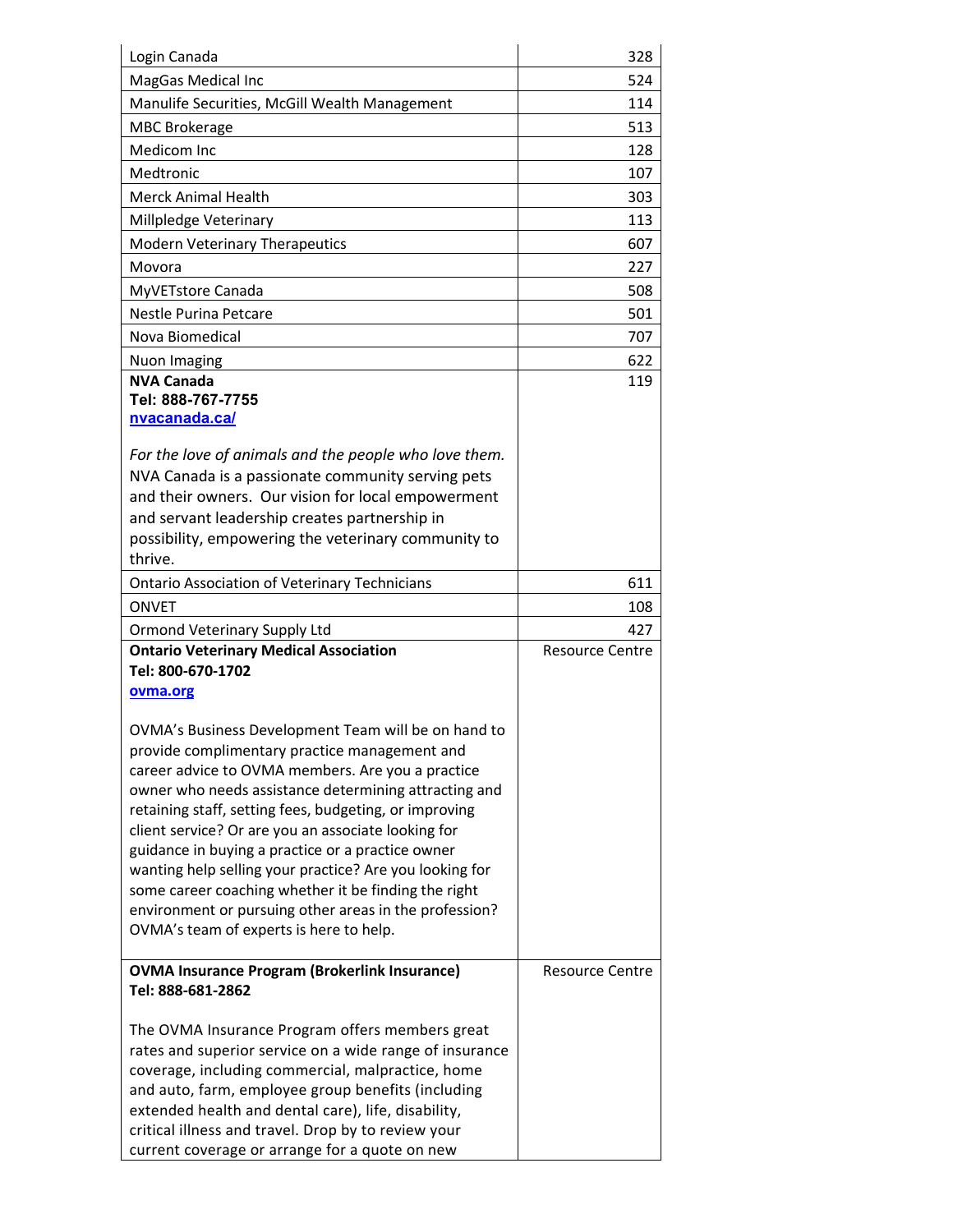| | |
|---|---|
| Login Canada | 328 |
| MagGas Medical Inc | 524 |
| Manulife Securities, McGill Wealth Management | 114 |
| MBC Brokerage | 513 |
| Medicom Inc | 128 |
| Medtronic | 107 |
| Merck Animal Health | 303 |
| Millpledge Veterinary | 113 |
| Modern Veterinary Therapeutics | 607 |
| Movora | 227 |
| MyVETstore Canada | 508 |
| Nestle Purina Petcare | 501 |
| Nova Biomedical | 707 |
| Nuon Imaging | 622 |
| **NVA Canada**<br>**Tel: 888-767-7755**<br>**nvacanada.ca/**<br><br>*For the love of animals and the people who love them.* NVA Canada is a passionate community serving pets and their owners. Our vision for local empowerment and servant leadership creates partnership in possibility, empowering the veterinary community to thrive. | 119 |
| Ontario Association of Veterinary Technicians | 611 |
| ONVET | 108 |
| Ormond Veterinary Supply Ltd | 427 |
| **Ontario Veterinary Medical Association**<br>**Tel: 800-670-1702**<br>**ovma.org**<br><br>OVMA's Business Development Team will be on hand to provide complimentary practice management and career advice to OVMA members. Are you a practice owner who needs assistance determining attracting and retaining staff, setting fees, budgeting, or improving client service? Or are you an associate looking for guidance in buying a practice or a practice owner wanting help selling your practice? Are you looking for some career coaching whether it be finding the right environment or pursuing other areas in the profession? OVMA's team of experts is here to help. | Resource Centre |
| **OVMA Insurance Program (Brokerlink Insurance)**<br>**Tel: 888-681-2862**<br><br>The OVMA Insurance Program offers members great rates and superior service on a wide range of insurance coverage, including commercial, malpractice, home and auto, farm, employee group benefits (including extended health and dental care), life, disability, critical illness and travel. Drop by to review your current coverage or arrange for a quote on new | Resource Centre |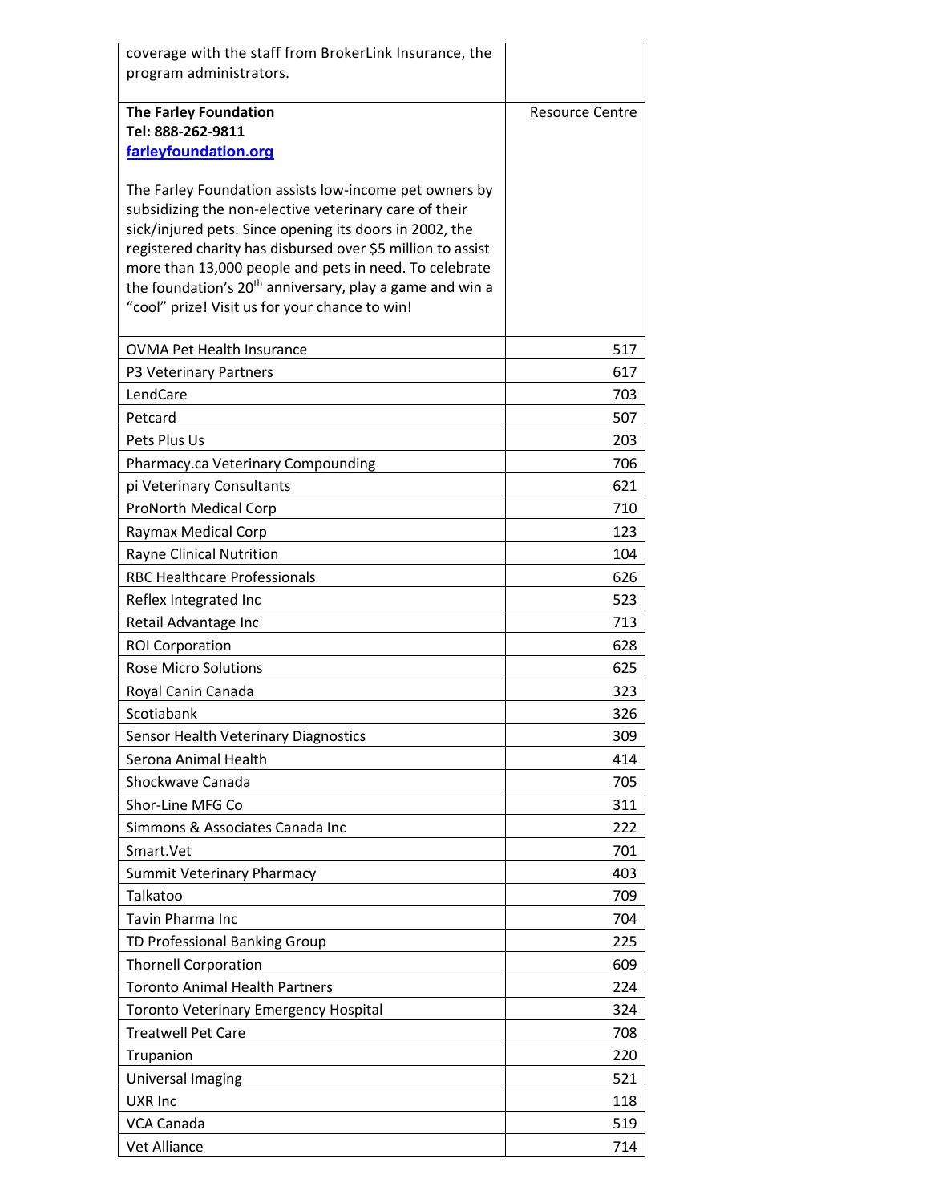| | |
|---|---|
| coverage with the staff from BrokerLink Insurance, the program administrators. | |
| **The Farley Foundation**<br>**Tel: 888-262-9811**<br>**farleyfoundation.org**<br><br>The Farley Foundation assists low-income pet owners by subsidizing the non-elective veterinary care of their sick/injured pets. Since opening its doors in 2002, the registered charity has disbursed over $5 million to assist more than 13,000 people and pets in need. To celebrate the foundation's 20th anniversary, play a game and win a "cool" prize! Visit us for your chance to win! | Resource Centre |
| OVMA Pet Health Insurance | 517 |
| P3 Veterinary Partners | 617 |
| LendCare | 703 |
| Petcard | 507 |
| Pets Plus Us | 203 |
| Pharmacy.ca Veterinary Compounding | 706 |
| pi Veterinary Consultants | 621 |
| ProNorth Medical Corp | 710 |
| Raymax Medical Corp | 123 |
| Rayne Clinical Nutrition | 104 |
| RBC Healthcare Professionals | 626 |
| Reflex Integrated Inc | 523 |
| Retail Advantage Inc | 713 |
| ROI Corporation | 628 |
| Rose Micro Solutions | 625 |
| Royal Canin Canada | 323 |
| Scotiabank | 326 |
| Sensor Health Veterinary Diagnostics | 309 |
| Serona Animal Health | 414 |
| Shockwave Canada | 705 |
| Shor-Line MFG Co | 311 |
| Simmons & Associates Canada Inc | 222 |
| Smart.Vet | 701 |
| Summit Veterinary Pharmacy | 403 |
| Talkatoo | 709 |
| Tavin Pharma Inc | 704 |
| TD Professional Banking Group | 225 |
| Thornell Corporation | 609 |
| Toronto Animal Health Partners | 224 |
| Toronto Veterinary Emergency Hospital | 324 |
| Treatwell Pet Care | 708 |
| Trupanion | 220 |
| Universal Imaging | 521 |
| UXR Inc | 118 |
| VCA Canada | 519 |
| Vet Alliance | 714 |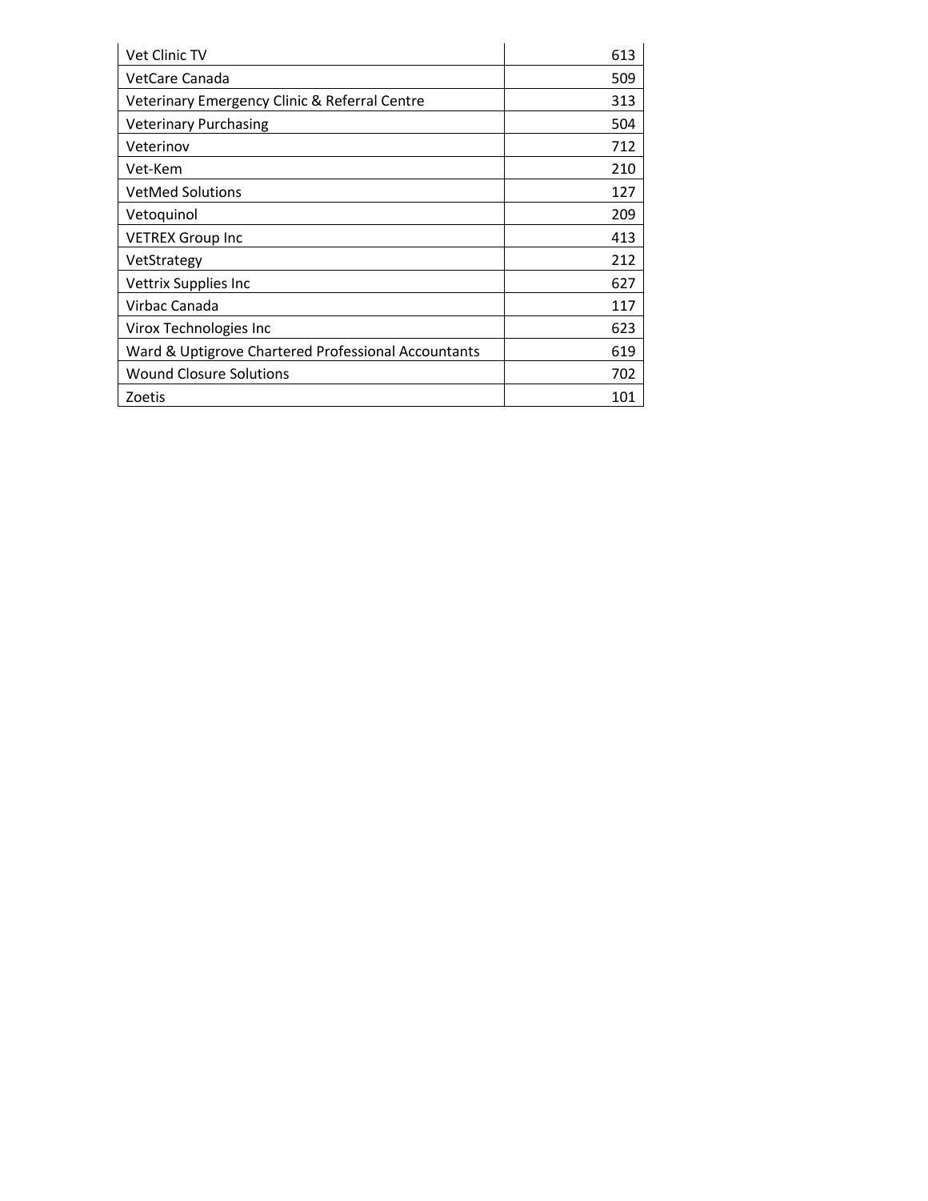| | |
|---|---|
| Vet Clinic TV | 613 |
| VetCare Canada | 509 |
| Veterinary Emergency Clinic & Referral Centre | 313 |
| Veterinary Purchasing | 504 |
| Veterinov | 712 |
| Vet-Kem | 210 |
| VetMed Solutions | 127 |
| Vetoquinol | 209 |
| VETREX Group Inc | 413 |
| VetStrategy | 212 |
| Vettrix Supplies Inc | 627 |
| Virbac Canada | 117 |
| Virox Technologies Inc | 623 |
| Ward & Uptigrove Chartered Professional Accountants | 619 |
| Wound Closure Solutions | 702 |
| Zoetis | 101 |